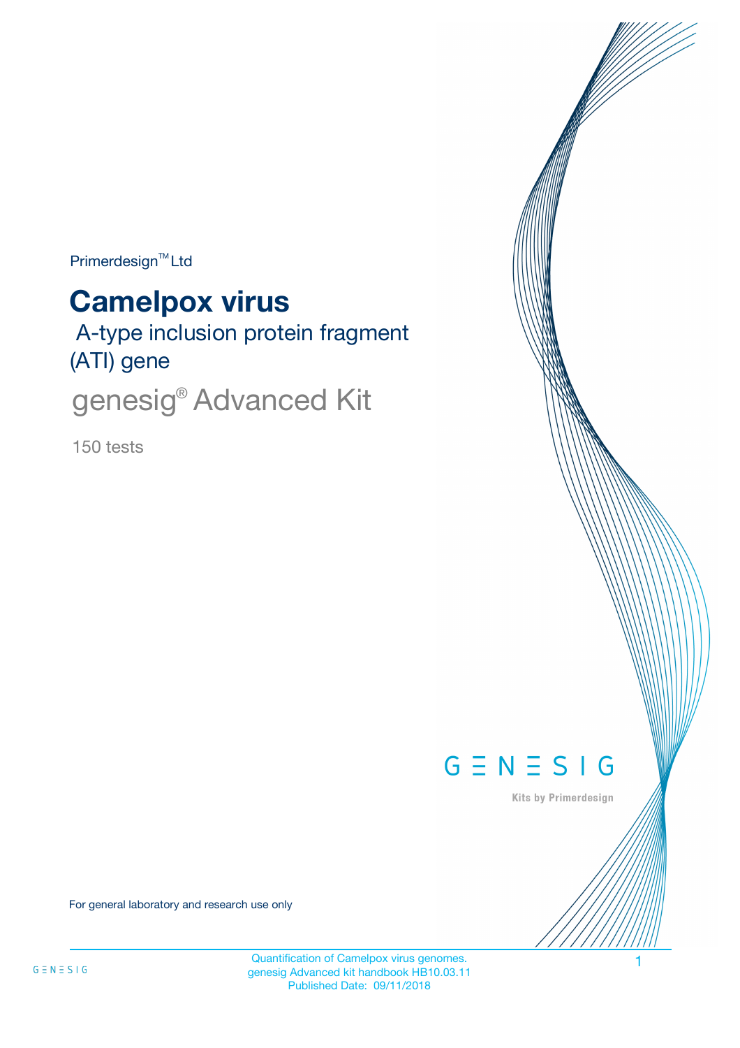Primerdesign™ Ltd

# Camelpox virus

## A-type inclusion protein fragment (ATI) gene

## genesig® Advanced Kit

150 tests

For general laboratory and research use only

Quantification of Camelpox virus genomes.
genesig Advanced kit handbook HB10.03.11
Published Date: 09/11/2018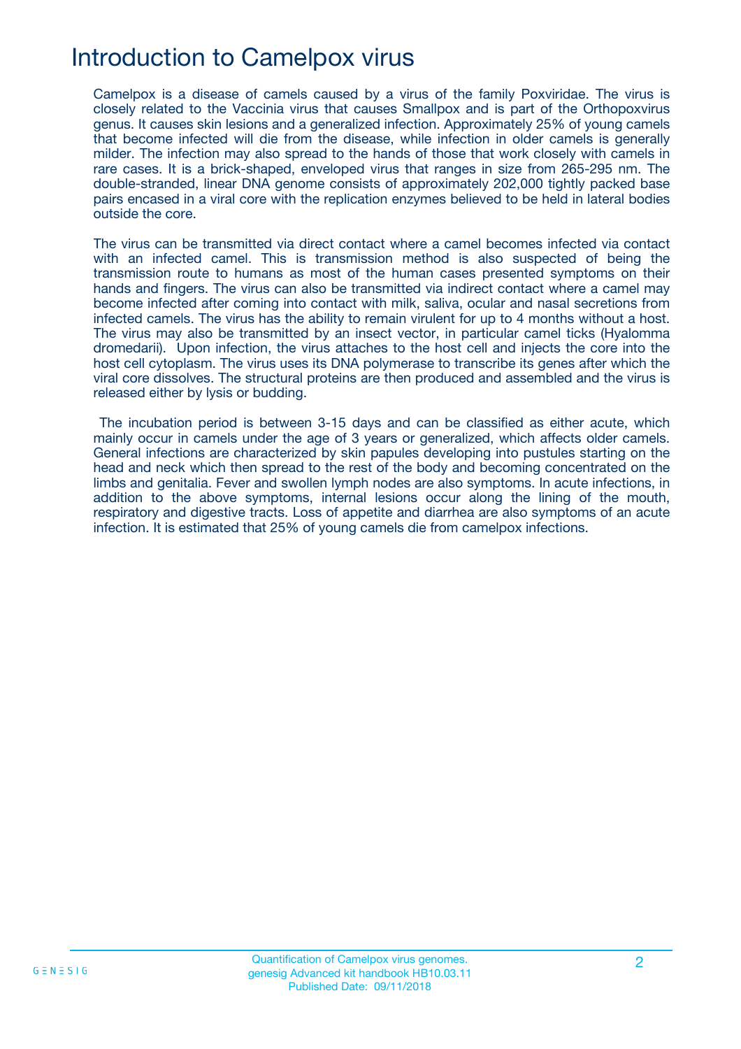# Introduction to Camelpox virus

Camelpox is a disease of camels caused by a virus of the family Poxviridae. The virus is closely related to the Vaccinia virus that causes Smallpox and is part of the Orthopoxvirus genus. It causes skin lesions and a generalized infection. Approximately 25% of young camels that become infected will die from the disease, while infection in older camels is generally milder. The infection may also spread to the hands of those that work closely with camels in rare cases. It is a brick-shaped, enveloped virus that ranges in size from 265-295 nm. The double-stranded, linear DNA genome consists of approximately 202,000 tightly packed base pairs encased in a viral core with the replication enzymes believed to be held in lateral bodies outside the core.

The virus can be transmitted via direct contact where a camel becomes infected via contact with an infected camel. This is transmission method is also suspected of being the transmission route to humans as most of the human cases presented symptoms on their hands and fingers. The virus can also be transmitted via indirect contact where a camel may become infected after coming into contact with milk, saliva, ocular and nasal secretions from infected camels. The virus has the ability to remain virulent for up to 4 months without a host. The virus may also be transmitted by an insect vector, in particular camel ticks (Hyalomma dromedarii). Upon infection, the virus attaches to the host cell and injects the core into the host cell cytoplasm. The virus uses its DNA polymerase to transcribe its genes after which the viral core dissolves. The structural proteins are then produced and assembled and the virus is released either by lysis or budding.

The incubation period is between 3-15 days and can be classified as either acute, which mainly occur in camels under the age of 3 years or generalized, which affects older camels. General infections are characterized by skin papules developing into pustules starting on the head and neck which then spread to the rest of the body and becoming concentrated on the limbs and genitalia. Fever and swollen lymph nodes are also symptoms. In acute infections, in addition to the above symptoms, internal lesions occur along the lining of the mouth, respiratory and digestive tracts. Loss of appetite and diarrhea are also symptoms of an acute infection. It is estimated that 25% of young camels die from camelpox infections.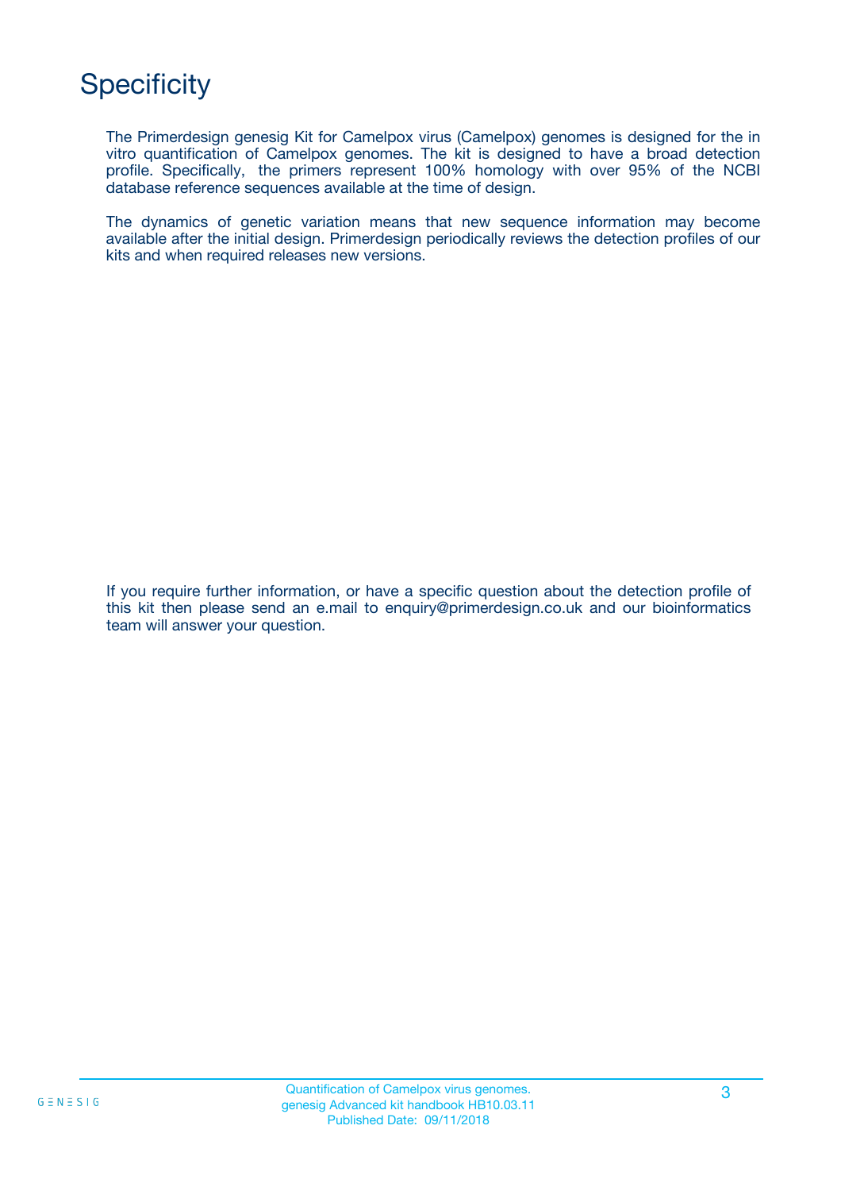# Specificity

The Primerdesign genesig Kit for Camelpox virus (Camelpox) genomes is designed for the in vitro quantification of Camelpox genomes. The kit is designed to have a broad detection profile. Specifically, the primers represent 100% homology with over 95% of the NCBI database reference sequences available at the time of design.

The dynamics of genetic variation means that new sequence information may become available after the initial design. Primerdesign periodically reviews the detection profiles of our kits and when required releases new versions.

If you require further information, or have a specific question about the detection profile of this kit then please send an e.mail to enquiry@primerdesign.co.uk and our bioinformatics team will answer your question.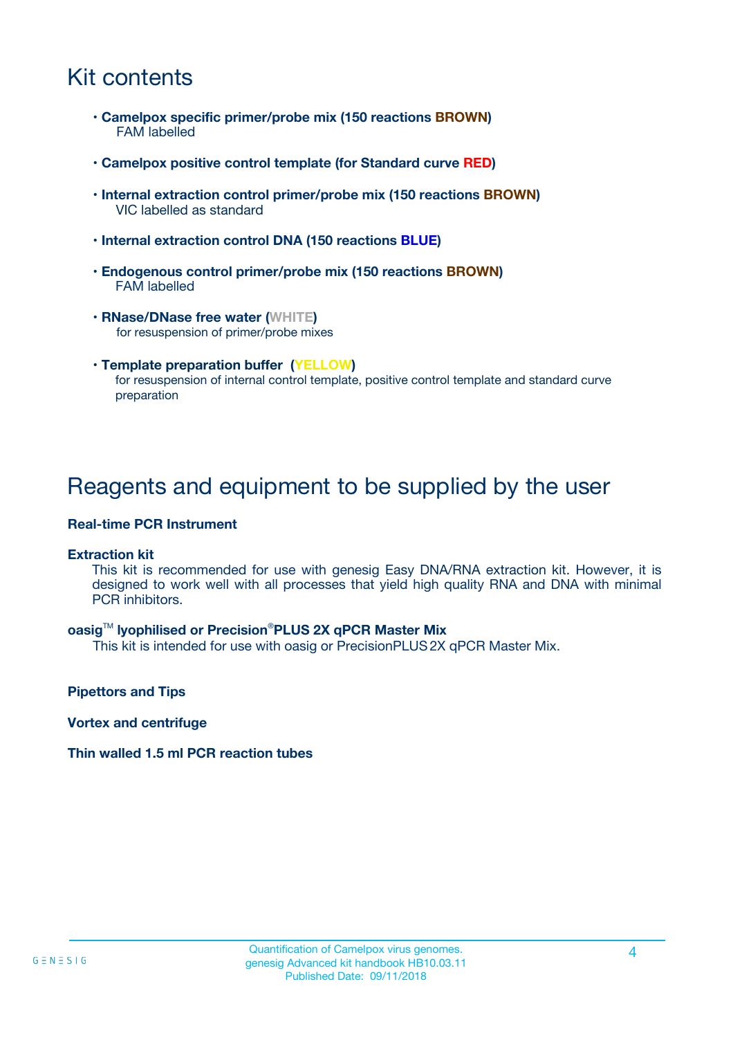# Kit contents

- **Camelpox specific primer/probe mix (150 reactions BROWN)**
  FAM labelled
- **Camelpox positive control template (for Standard curve RED)**
- **Internal extraction control primer/probe mix (150 reactions BROWN)**
  VIC labelled as standard
- **Internal extraction control DNA (150 reactions BLUE)**
- **Endogenous control primer/probe mix (150 reactions BROWN)**
  FAM labelled
- **RNase/DNase free water (WHITE)**
  for resuspension of primer/probe mixes
- **Template preparation buffer (YELLOW)**
  for resuspension of internal control template, positive control template and standard curve preparation

# Reagents and equipment to be supplied by the user

**Real-time PCR Instrument**

**Extraction kit**

This kit is recommended for use with genesig Easy DNA/RNA extraction kit. However, it is designed to work well with all processes that yield high quality RNA and DNA with minimal PCR inhibitors.

**oasig™ lyophilised or Precision®PLUS 2X qPCR Master Mix**

This kit is intended for use with oasig or PrecisionPLUS 2X qPCR Master Mix.

**Pipettors and Tips**

**Vortex and centrifuge**

**Thin walled 1.5 ml PCR reaction tubes**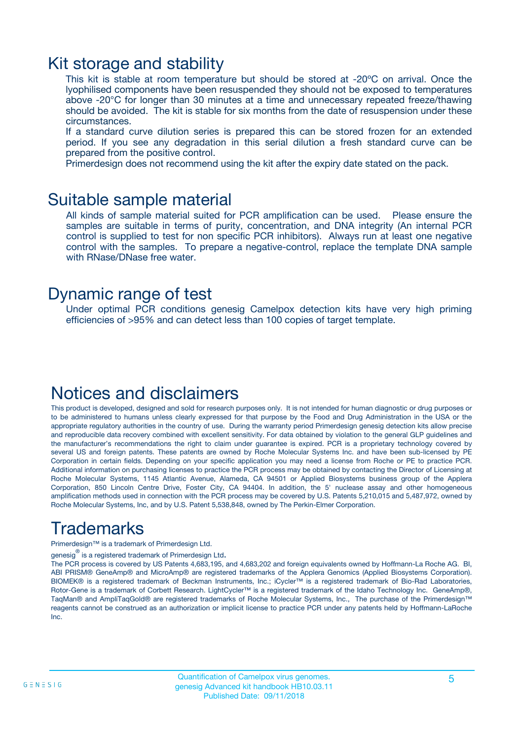## Kit storage and stability

This kit is stable at room temperature but should be stored at -20ºC on arrival. Once the lyophilised components have been resuspended they should not be exposed to temperatures above -20°C for longer than 30 minutes at a time and unnecessary repeated freeze/thawing should be avoided. The kit is stable for six months from the date of resuspension under these circumstances.

If a standard curve dilution series is prepared this can be stored frozen for an extended period. If you see any degradation in this serial dilution a fresh standard curve can be prepared from the positive control.

Primerdesign does not recommend using the kit after the expiry date stated on the pack.

## Suitable sample material

All kinds of sample material suited for PCR amplification can be used. Please ensure the samples are suitable in terms of purity, concentration, and DNA integrity (An internal PCR control is supplied to test for non specific PCR inhibitors). Always run at least one negative control with the samples. To prepare a negative-control, replace the template DNA sample with RNase/DNase free water.

## Dynamic range of test

Under optimal PCR conditions genesig Camelpox detection kits have very high priming efficiencies of >95% and can detect less than 100 copies of target template.

## Notices and disclaimers

This product is developed, designed and sold for research purposes only. It is not intended for human diagnostic or drug purposes or to be administered to humans unless clearly expressed for that purpose by the Food and Drug Administration in the USA or the appropriate regulatory authorities in the country of use. During the warranty period Primerdesign genesig detection kits allow precise and reproducible data recovery combined with excellent sensitivity. For data obtained by violation to the general GLP guidelines and the manufacturer's recommendations the right to claim under guarantee is expired. PCR is a proprietary technology covered by several US and foreign patents. These patents are owned by Roche Molecular Systems Inc. and have been sub-licensed by PE Corporation in certain fields. Depending on your specific application you may need a license from Roche or PE to practice PCR. Additional information on purchasing licenses to practice the PCR process may be obtained by contacting the Director of Licensing at Roche Molecular Systems, 1145 Atlantic Avenue, Alameda, CA 94501 or Applied Biosystems business group of the Applera Corporation, 850 Lincoln Centre Drive, Foster City, CA 94404. In addition, the 5' nuclease assay and other homogeneous amplification methods used in connection with the PCR process may be covered by U.S. Patents 5,210,015 and 5,487,972, owned by Roche Molecular Systems, Inc, and by U.S. Patent 5,538,848, owned by The Perkin-Elmer Corporation.

## Trademarks

Primerdesign™ is a trademark of Primerdesign Ltd.

genesig® is a registered trademark of Primerdesign Ltd.

The PCR process is covered by US Patents 4,683,195, and 4,683,202 and foreign equivalents owned by Hoffmann-La Roche AG. BI, ABI PRISM® GeneAmp® and MicroAmp® are registered trademarks of the Applera Genomics (Applied Biosystems Corporation). BIOMEK® is a registered trademark of Beckman Instruments, Inc.; iCycler™ is a registered trademark of Bio-Rad Laboratories, Rotor-Gene is a trademark of Corbett Research. LightCycler™ is a registered trademark of the Idaho Technology Inc. GeneAmp®, TaqMan® and AmpliTaqGold® are registered trademarks of Roche Molecular Systems, Inc., The purchase of the Primerdesign™ reagents cannot be construed as an authorization or implicit license to practice PCR under any patents held by Hoffmann-LaRoche Inc.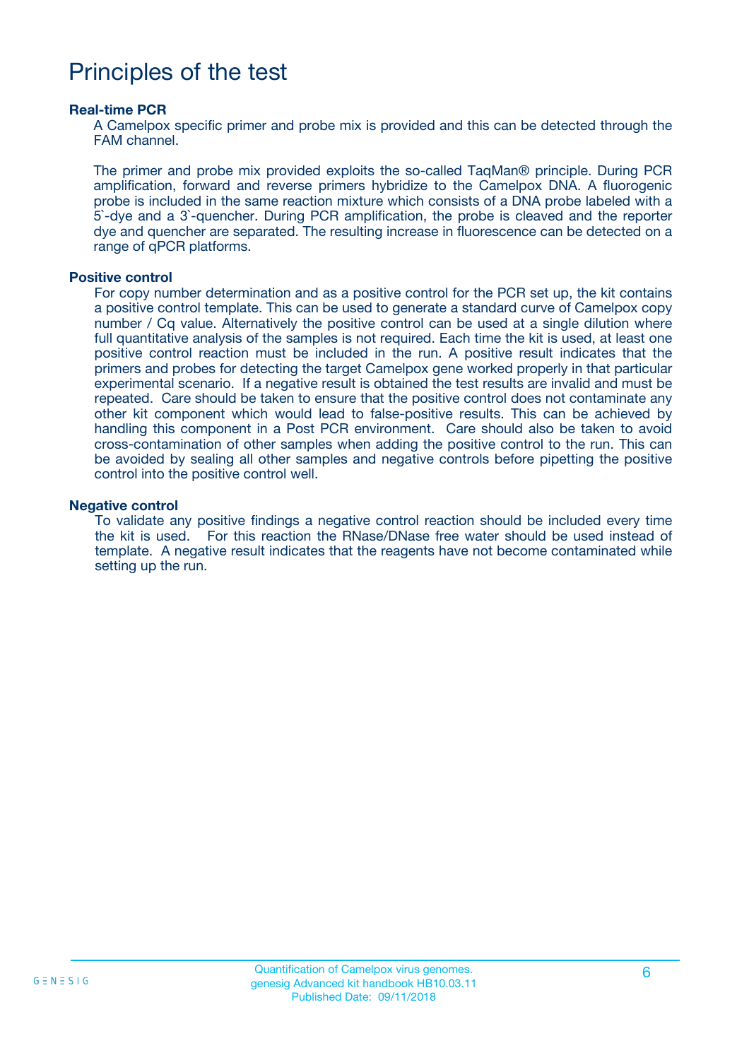# Principles of the test

**Real-time PCR**

A Camelpox specific primer and probe mix is provided and this can be detected through the FAM channel.

The primer and probe mix provided exploits the so-called TaqMan® principle. During PCR amplification, forward and reverse primers hybridize to the Camelpox DNA. A fluorogenic probe is included in the same reaction mixture which consists of a DNA probe labeled with a 5`-dye and a 3`-quencher. During PCR amplification, the probe is cleaved and the reporter dye and quencher are separated. The resulting increase in fluorescence can be detected on a range of qPCR platforms.

**Positive control**

For copy number determination and as a positive control for the PCR set up, the kit contains a positive control template. This can be used to generate a standard curve of Camelpox copy number / Cq value. Alternatively the positive control can be used at a single dilution where full quantitative analysis of the samples is not required. Each time the kit is used, at least one positive control reaction must be included in the run. A positive result indicates that the primers and probes for detecting the target Camelpox gene worked properly in that particular experimental scenario. If a negative result is obtained the test results are invalid and must be repeated. Care should be taken to ensure that the positive control does not contaminate any other kit component which would lead to false-positive results. This can be achieved by handling this component in a Post PCR environment. Care should also be taken to avoid cross-contamination of other samples when adding the positive control to the run. This can be avoided by sealing all other samples and negative controls before pipetting the positive control into the positive control well.

**Negative control**

To validate any positive findings a negative control reaction should be included every time the kit is used. For this reaction the RNase/DNase free water should be used instead of template. A negative result indicates that the reagents have not become contaminated while setting up the run.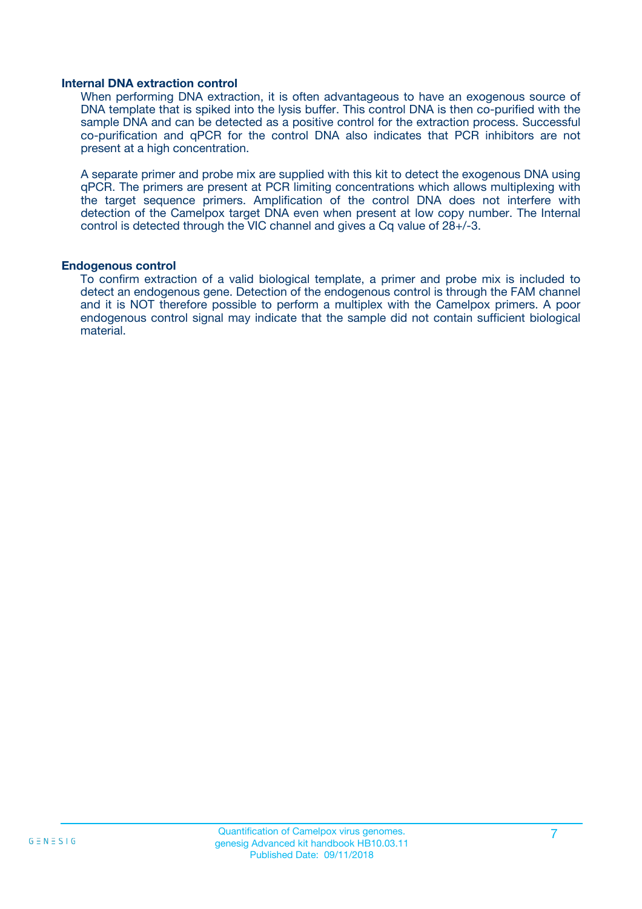### Internal DNA extraction control

When performing DNA extraction, it is often advantageous to have an exogenous source of DNA template that is spiked into the lysis buffer. This control DNA is then co-purified with the sample DNA and can be detected as a positive control for the extraction process. Successful co-purification and qPCR for the control DNA also indicates that PCR inhibitors are not present at a high concentration.

A separate primer and probe mix are supplied with this kit to detect the exogenous DNA using qPCR. The primers are present at PCR limiting concentrations which allows multiplexing with the target sequence primers. Amplification of the control DNA does not interfere with detection of the Camelpox target DNA even when present at low copy number. The Internal control is detected through the VIC channel and gives a Cq value of 28+/-3.

### Endogenous control

To confirm extraction of a valid biological template, a primer and probe mix is included to detect an endogenous gene. Detection of the endogenous control is through the FAM channel and it is NOT therefore possible to perform a multiplex with the Camelpox primers. A poor endogenous control signal may indicate that the sample did not contain sufficient biological material.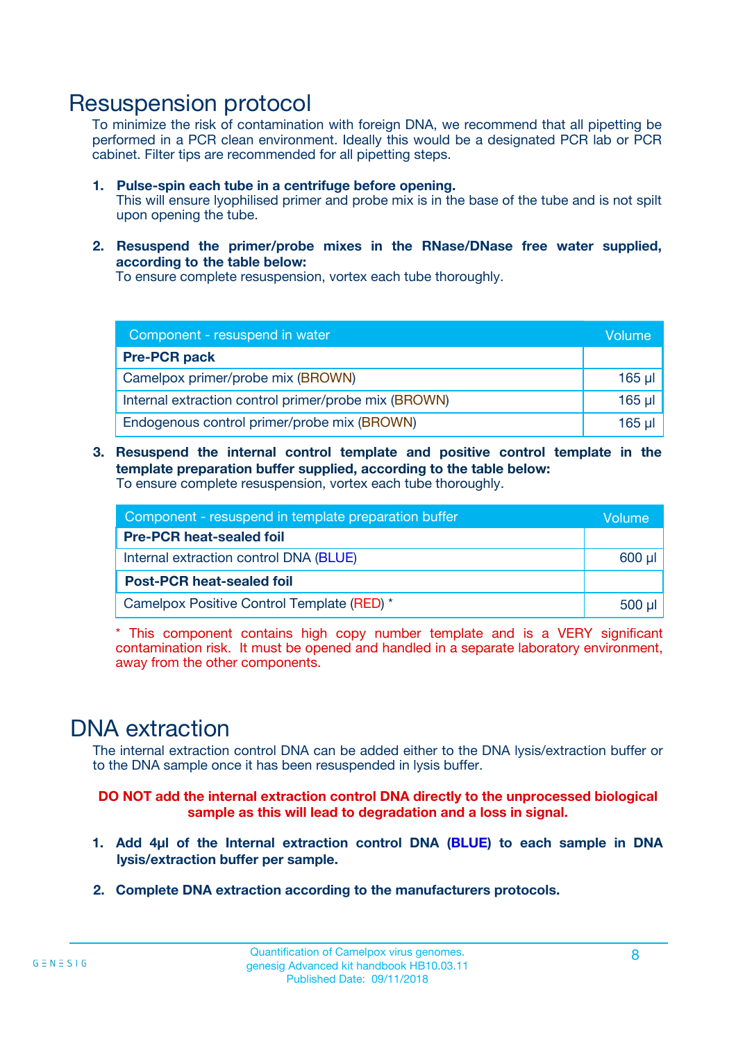# Resuspension protocol

To minimize the risk of contamination with foreign DNA, we recommend that all pipetting be performed in a PCR clean environment. Ideally this would be a designated PCR lab or PCR cabinet. Filter tips are recommended for all pipetting steps.

1. **Pulse-spin each tube in a centrifuge before opening.**
   This will ensure lyophilised primer and probe mix is in the base of the tube and is not spilt upon opening the tube.

2. **Resuspend the primer/probe mixes in the RNase/DNase free water supplied, according to the table below:**
   To ensure complete resuspension, vortex each tube thoroughly.

| Component - resuspend in water | Volume |
|---|---|
| **Pre-PCR pack** | |
| Camelpox primer/probe mix (BROWN) | 165 µl |
| Internal extraction control primer/probe mix (BROWN) | 165 µl |
| Endogenous control primer/probe mix (BROWN) | 165 µl |

3. **Resuspend the internal control template and positive control template in the template preparation buffer supplied, according to the table below:**
   To ensure complete resuspension, vortex each tube thoroughly.

| Component - resuspend in template preparation buffer | Volume |
|---|---|
| **Pre-PCR heat-sealed foil** | |
| Internal extraction control DNA (BLUE) | 600 µl |
| **Post-PCR heat-sealed foil** | |
| Camelpox Positive Control Template (RED) * | 500 µl |

\* This component contains high copy number template and is a VERY significant contamination risk. It must be opened and handled in a separate laboratory environment, away from the other components.

# DNA extraction

The internal extraction control DNA can be added either to the DNA lysis/extraction buffer or to the DNA sample once it has been resuspended in lysis buffer.

**DO NOT add the internal extraction control DNA directly to the unprocessed biological sample as this will lead to degradation and a loss in signal.**

1. **Add 4µl of the Internal extraction control DNA (BLUE) to each sample in DNA lysis/extraction buffer per sample.**

2. **Complete DNA extraction according to the manufacturers protocols.**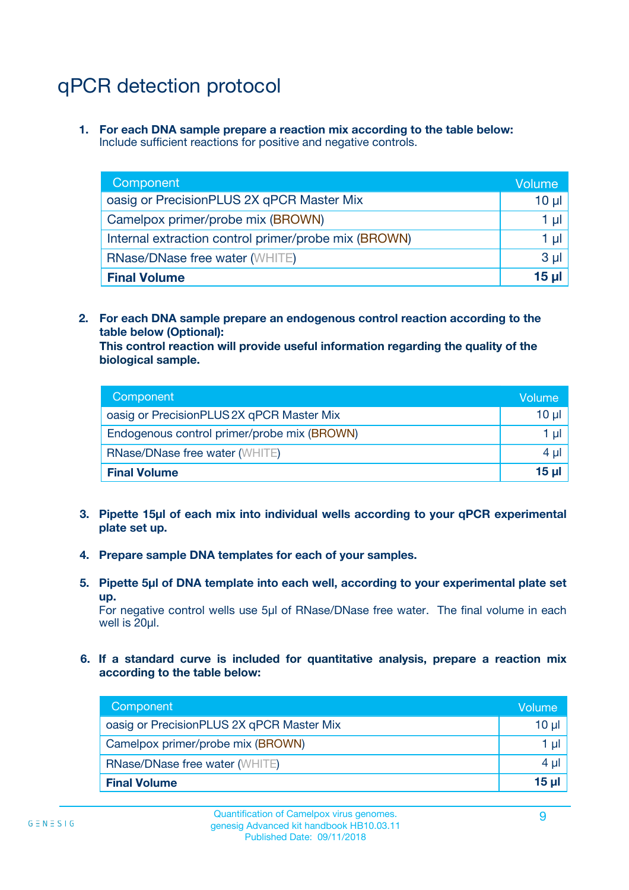# qPCR detection protocol

1. **For each DNA sample prepare a reaction mix according to the table below:**
   Include sufficient reactions for positive and negative controls.

| Component | Volume |
|---|---|
| oasig or PrecisionPLUS 2X qPCR Master Mix | 10 µl |
| Camelpox primer/probe mix (BROWN) | 1 µl |
| Internal extraction control primer/probe mix (BROWN) | 1 µl |
| RNase/DNase free water (WHITE) | 3 µl |
| **Final Volume** | **15 µl** |

2. **For each DNA sample prepare an endogenous control reaction according to the table below (Optional):**
   **This control reaction will provide useful information regarding the quality of the biological sample.**

| Component | Volume |
|---|---|
| oasig or PrecisionPLUS 2X qPCR Master Mix | 10 µl |
| Endogenous control primer/probe mix (BROWN) | 1 µl |
| RNase/DNase free water (WHITE) | 4 µl |
| **Final Volume** | **15 µl** |

3. **Pipette 15µl of each mix into individual wells according to your qPCR experimental plate set up.**

4. **Prepare sample DNA templates for each of your samples.**

5. **Pipette 5µl of DNA template into each well, according to your experimental plate set up.**
   For negative control wells use 5µl of RNase/DNase free water. The final volume in each well is 20µl.

6. **If a standard curve is included for quantitative analysis, prepare a reaction mix according to the table below:**

| Component | Volume |
|---|---|
| oasig or PrecisionPLUS 2X qPCR Master Mix | 10 µl |
| Camelpox primer/probe mix (BROWN) | 1 µl |
| RNase/DNase free water (WHITE) | 4 µl |
| **Final Volume** | **15 µl** |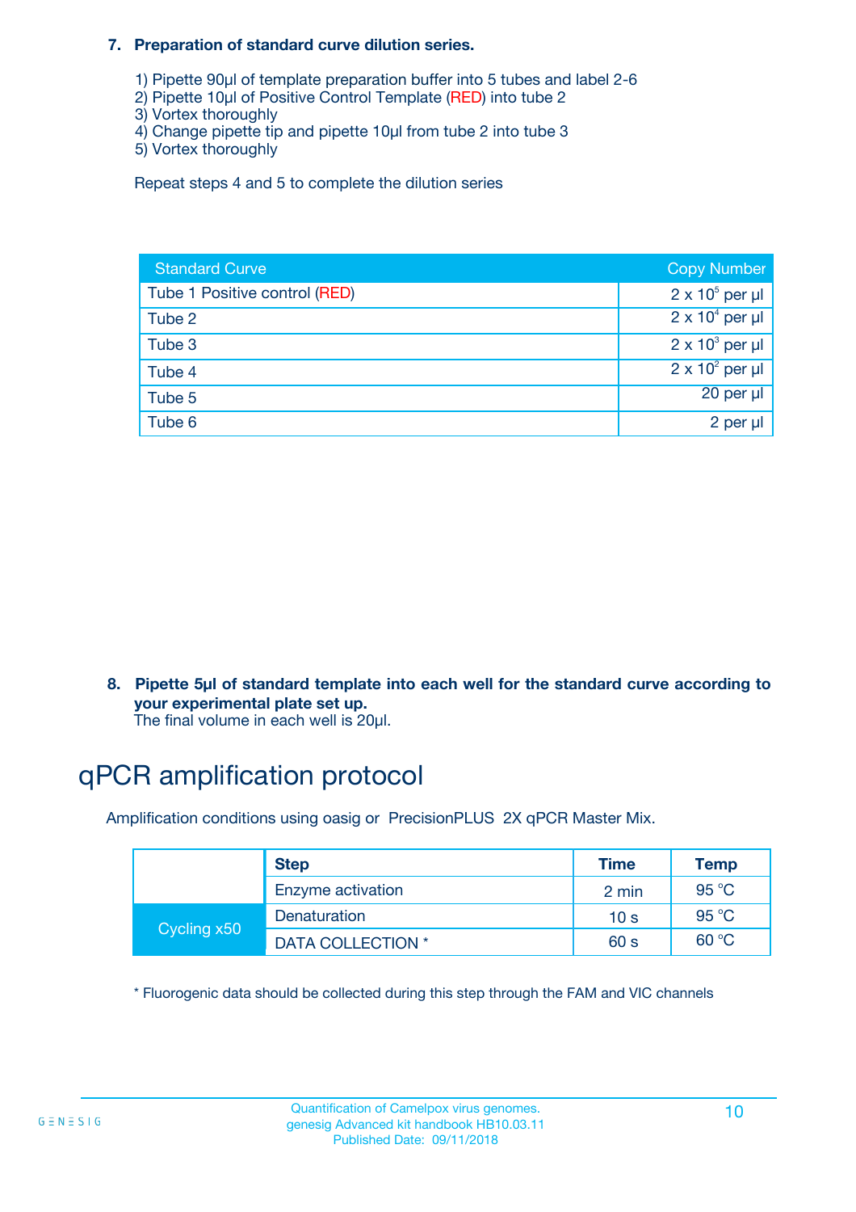**7. Preparation of standard curve dilution series.**

1) Pipette 90µl of template preparation buffer into 5 tubes and label 2-6
2) Pipette 10µl of Positive Control Template (RED) into tube 2
3) Vortex thoroughly
4) Change pipette tip and pipette 10µl from tube 2 into tube 3
5) Vortex thoroughly

Repeat steps 4 and 5 to complete the dilution series

| Standard Curve | Copy Number |
|---|---|
| Tube 1 Positive control (RED) | $2 \times 10^5$ per µl |
| Tube 2 | $2 \times 10^4$ per µl |
| Tube 3 | $2 \times 10^3$ per µl |
| Tube 4 | $2 \times 10^2$ per µl |
| Tube 5 | 20 per µl |
| Tube 6 | 2 per µl |

**8. Pipette 5µl of standard template into each well for the standard curve according to your experimental plate set up.**
The final volume in each well is 20µl.

# qPCR amplification protocol

Amplification conditions using oasig or PrecisionPLUS 2X qPCR Master Mix.

| | Step | Time | Temp |
|---|---|---|---|
| | Enzyme activation | 2 min | 95 °C |
| Cycling x50 | Denaturation | 10 s | 95 °C |
| | DATA COLLECTION * | 60 s | 60 °C |

* Fluorogenic data should be collected during this step through the FAM and VIC channels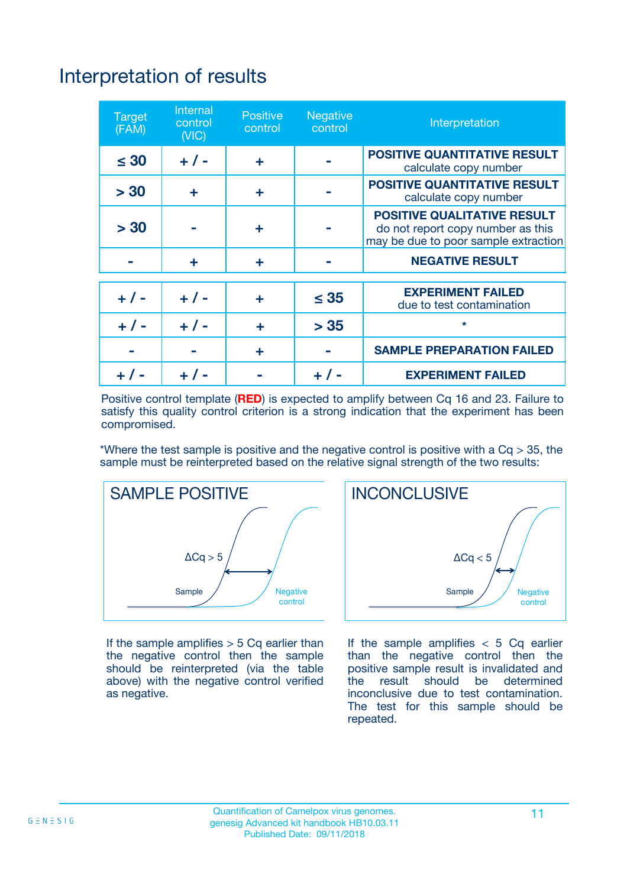# Interpretation of results

| Target (FAM) | Internal control (VIC) | Positive control | Negative control | Interpretation |
|---|---|---|---|---|
| ≤ 30 | + / - | + | - | **POSITIVE QUANTITATIVE RESULT** calculate copy number |
| > 30 | + | + | - | **POSITIVE QUANTITATIVE RESULT** calculate copy number |
| > 30 | - | + | - | **POSITIVE QUALITATIVE RESULT** do not report copy number as this may be due to poor sample extraction |
| - | + | + | - | **NEGATIVE RESULT** |
| + / - | + / - | + | ≤ 35 | **EXPERIMENT FAILED** due to test contamination |
| + / - | + / - | + | > 35 | * |
| - | - | + | - | **SAMPLE PREPARATION FAILED** |
| + / - | + / - | - | + / - | **EXPERIMENT FAILED** |

Positive control template (**RED**) is expected to amplify between Cq 16 and 23. Failure to satisfy this quality control criterion is a strong indication that the experiment has been compromised.

*Where the test sample is positive and the negative control is positive with a Cq > 35, the sample must be reinterpreted based on the relative signal strength of the two results:

## SAMPLE POSITIVE

ΔCq > 5

Sample | Negative control

If the sample amplifies > 5 Cq earlier than the negative control then the sample should be reinterpreted (via the table above) with the negative control verified as negative.

## INCONCLUSIVE

ΔCq < 5

Sample | Negative control

If the sample amplifies < 5 Cq earlier than the negative control then the positive sample result is invalidated and the result should be determined inconclusive due to test contamination. The test for this sample should be repeated.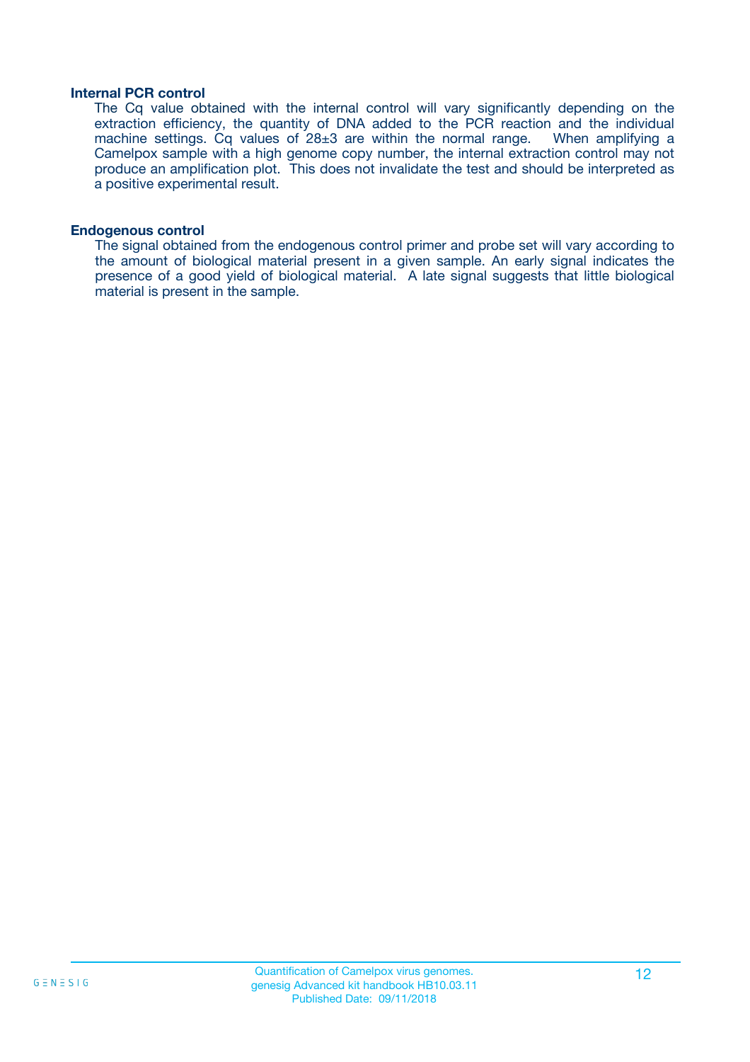### Internal PCR control

The Cq value obtained with the internal control will vary significantly depending on the extraction efficiency, the quantity of DNA added to the PCR reaction and the individual machine settings. Cq values of 28±3 are within the normal range. When amplifying a Camelpox sample with a high genome copy number, the internal extraction control may not produce an amplification plot. This does not invalidate the test and should be interpreted as a positive experimental result.

### Endogenous control

The signal obtained from the endogenous control primer and probe set will vary according to the amount of biological material present in a given sample. An early signal indicates the presence of a good yield of biological material. A late signal suggests that little biological material is present in the sample.